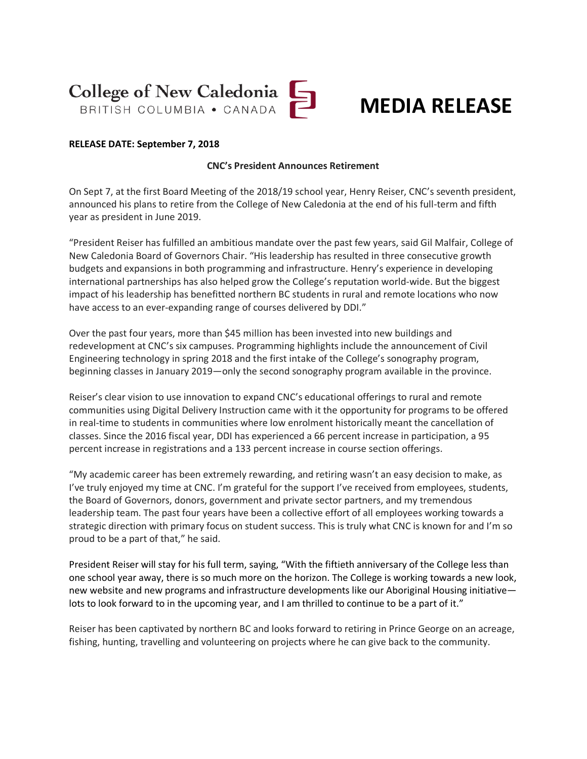College of New Caledonia
BRITISH COLUMBIA • CANADA

# MEDIA RELEASE

**RELEASE DATE: September 7, 2018**

**CNC's President Announces Retirement**

On Sept 7, at the first Board Meeting of the 2018/19 school year, Henry Reiser, CNC's seventh president, announced his plans to retire from the College of New Caledonia at the end of his full-term and fifth year as president in June 2019.

"President Reiser has fulfilled an ambitious mandate over the past few years, said Gil Malfair, College of New Caledonia Board of Governors Chair. "His leadership has resulted in three consecutive growth budgets and expansions in both programming and infrastructure. Henry's experience in developing international partnerships has also helped grow the College's reputation world-wide. But the biggest impact of his leadership has benefitted northern BC students in rural and remote locations who now have access to an ever-expanding range of courses delivered by DDI."

Over the past four years, more than $45 million has been invested into new buildings and redevelopment at CNC's six campuses. Programming highlights include the announcement of Civil Engineering technology in spring 2018 and the first intake of the College's sonography program, beginning classes in January 2019—only the second sonography program available in the province.

Reiser's clear vision to use innovation to expand CNC's educational offerings to rural and remote communities using Digital Delivery Instruction came with it the opportunity for programs to be offered in real-time to students in communities where low enrolment historically meant the cancellation of classes. Since the 2016 fiscal year, DDI has experienced a 66 percent increase in participation, a 95 percent increase in registrations and a 133 percent increase in course section offerings.

"My academic career has been extremely rewarding, and retiring wasn't an easy decision to make, as I've truly enjoyed my time at CNC. I'm grateful for the support I've received from employees, students, the Board of Governors, donors, government and private sector partners, and my tremendous leadership team. The past four years have been a collective effort of all employees working towards a strategic direction with primary focus on student success. This is truly what CNC is known for and I'm so proud to be a part of that," he said.

President Reiser will stay for his full term, saying, "With the fiftieth anniversary of the College less than one school year away, there is so much more on the horizon. The College is working towards a new look, new website and new programs and infrastructure developments like our Aboriginal Housing initiative—lots to look forward to in the upcoming year, and I am thrilled to continue to be a part of it."

Reiser has been captivated by northern BC and looks forward to retiring in Prince George on an acreage, fishing, hunting, travelling and volunteering on projects where he can give back to the community.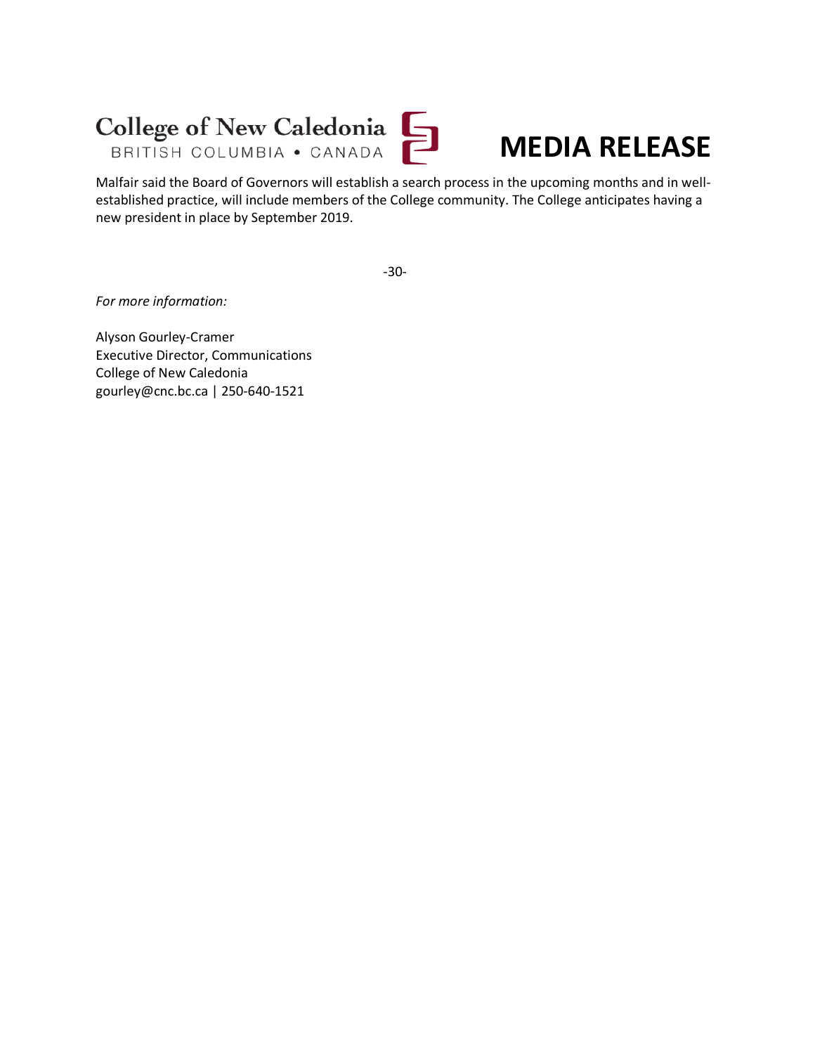Malfair said the Board of Governors will establish a search process in the upcoming months and in well-established practice, will include members of the College community. The College anticipates having a new president in place by September 2019.

-30-

*For more information:*

Alyson Gourley-Cramer
Executive Director, Communications
College of New Caledonia
gourley@cnc.bc.ca | 250-640-1521